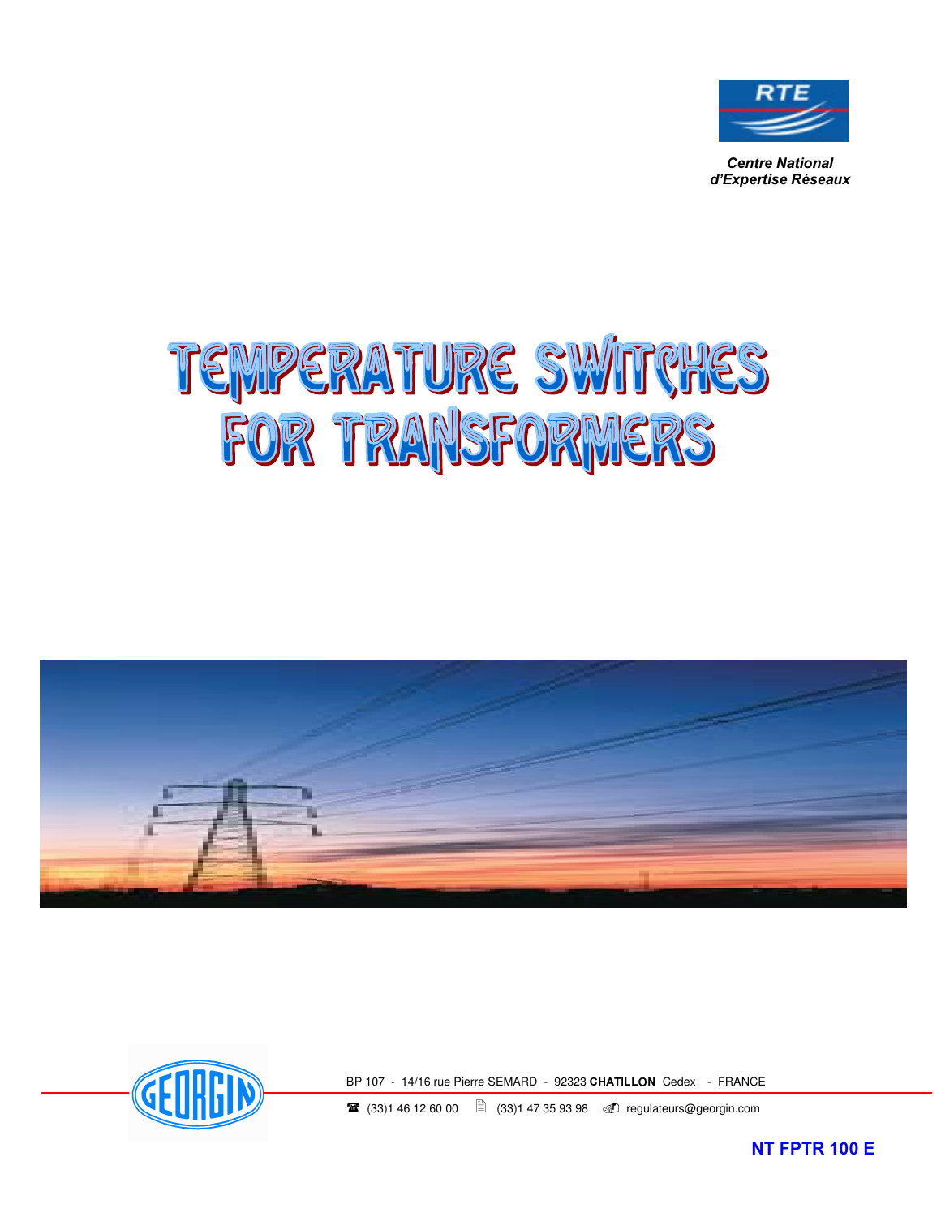RTE

*Centre National*
*d'Expertise Réseaux*

# TEMPERATURE SWITCHES FOR TRANSFORMERS

GEORGIN

BP 107 - 14/16 rue Pierre SEMARD - 92323 **CHATILLON** Cedex - FRANCE

(33)1 46 12 60 00 (33)1 47 35 93 98 regulateurs@georgin.com

**NT FPTR 100 E**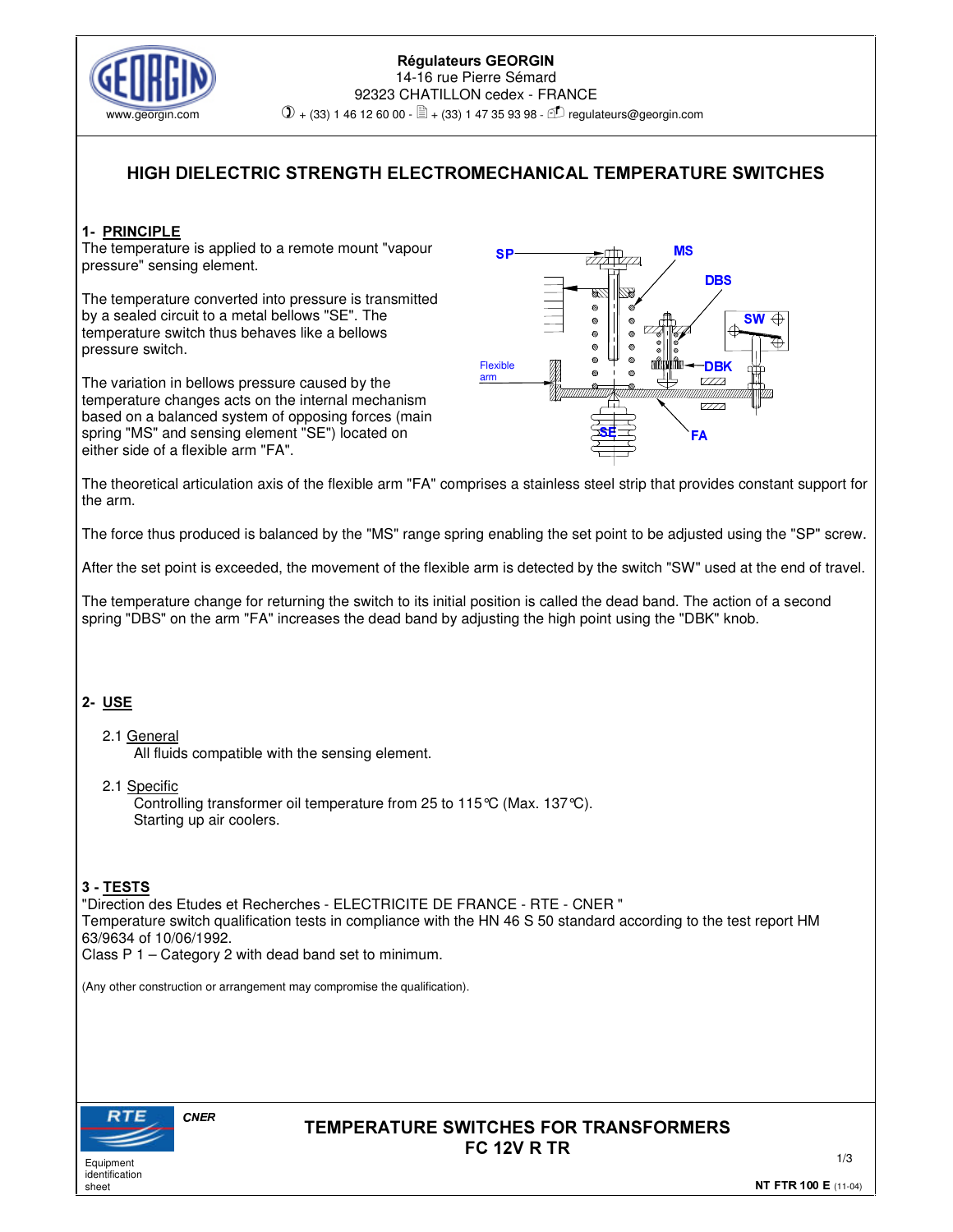Régulateurs GEORGIN
14-16 rue Pierre Sémard
92323 CHATILLON cedex - FRANCE
+ (33) 1 46 12 60 00 - + (33) 1 47 35 93 98 - regulateurs@georgin.com

www.georgin.com

# HIGH DIELECTRIC STRENGTH ELECTROMECHANICAL TEMPERATURE SWITCHES

## 1- PRINCIPLE

The temperature is applied to a remote mount "vapour pressure" sensing element.

The temperature converted into pressure is transmitted by a sealed circuit to a metal bellows "SE". The temperature switch thus behaves like a bellows pressure switch.

The variation in bellows pressure caused by the temperature changes acts on the internal mechanism based on a balanced system of opposing forces (main spring "MS" and sensing element "SE") located on either side of a flexible arm "FA".

The theoretical articulation axis of the flexible arm "FA" comprises a stainless steel strip that provides constant support for the arm.

The force thus produced is balanced by the "MS" range spring enabling the set point to be adjusted using the "SP" screw.

After the set point is exceeded, the movement of the flexible arm is detected by the switch "SW" used at the end of travel.

The temperature change for returning the switch to its initial position is called the dead band. The action of a second spring "DBS" on the arm "FA" increases the dead band by adjusting the high point using the "DBK" knob.

## 2- USE

2.1 General

All fluids compatible with the sensing element.

2.1 Specific

Controlling transformer oil temperature from 25 to 115°C (Max. 137°C).
Starting up air coolers.

## 3 - TESTS

"Direction des Etudes et Recherches - ELECTRICITE DE FRANCE - RTE - CNER "
Temperature switch qualification tests in compliance with the HN 46 S 50 standard according to the test report HM 63/9634 of 10/06/1992.
Class P 1 – Category 2 with dead band set to minimum.

(Any other construction or arrangement may compromise the qualification).

RTE CNER
Equipment identification sheet

**TEMPERATURE SWITCHES FOR TRANSFORMERS**
**FC 12V R TR**

**NT FTR 100 E** (11-04)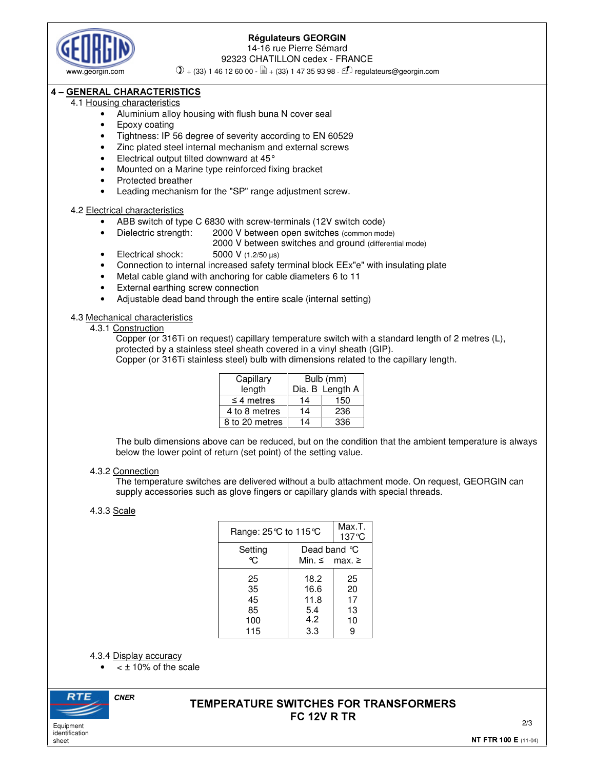## 4 – GENERAL CHARACTERISTICS

### 4.1 Housing characteristics

- Aluminium alloy housing with flush buna N cover seal
- Epoxy coating
- Tightness: IP 56 degree of severity according to EN 60529
- Zinc plated steel internal mechanism and external screws
- Electrical output tilted downward at 45°
- Mounted on a Marine type reinforced fixing bracket
- Protected breather
- Leading mechanism for the "SP" range adjustment screw.

### 4.2 Electrical characteristics

- ABB switch of type C 6830 with screw-terminals (12V switch code)
- Dielectric strength: 2000 V between open switches (common mode)
  2000 V between switches and ground (differential mode)
- Electrical shock: 5000 V (1.2/50 µs)
- Connection to internal increased safety terminal block EEx"e" with insulating plate
- Metal cable gland with anchoring for cable diameters 6 to 11
- External earthing screw connection
- Adjustable dead band through the entire scale (internal setting)

### 4.3 Mechanical characteristics

#### 4.3.1 Construction

Copper (or 316Ti on request) capillary temperature switch with a standard length of 2 metres (L), protected by a stainless steel sheath covered in a vinyl sheath (GIP).
Copper (or 316Ti stainless steel) bulb with dimensions related to the capillary length.

| Capillary length | Bulb (mm) | |
|---|---|---|
| | Dia. B | Length A |
| ≤ 4 metres | 14 | 150 |
| 4 to 8 metres | 14 | 236 |
| 8 to 20 metres | 14 | 336 |

The bulb dimensions above can be reduced, but on the condition that the ambient temperature is always below the lower point of return (set point) of the setting value.

#### 4.3.2 Connection

The temperature switches are delivered without a bulb attachment mode. On request, GEORGIN can supply accessories such as glove fingers or capillary glands with special threads.

#### 4.3.3 Scale

| Range: 25°C to 115°C | | Max.T. 137°C |
|---|---|---|
| Setting °C | Dead band °C Min. ≤ | max. ≥ |
| 25 | 18.2 | 25 |
| 35 | 16.6 | 20 |
| 45 | 11.8 | 17 |
| 85 | 5.4 | 13 |
| 100 | 4.2 | 10 |
| 115 | 3.3 | 9 |

#### 4.3.4 Display accuracy

- < ± 10% of the scale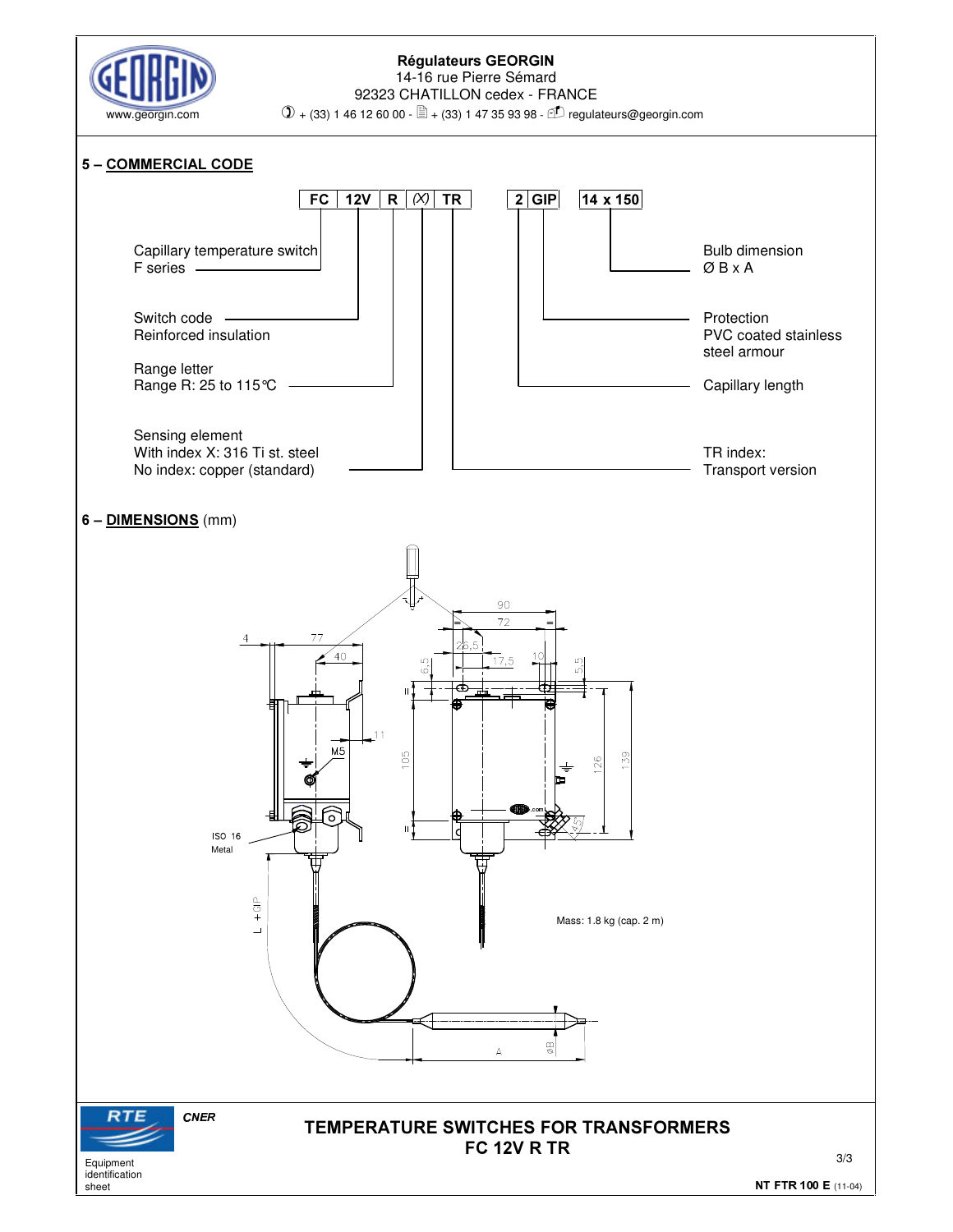**Régulateurs GEORGIN**
14-16 rue Pierre Sémard
92323 CHATILLON cedex - FRANCE
+ (33) 1 46 12 60 00 - + (33) 1 47 35 93 98 - regulateurs@georgin.com

www.georgin.com

## 5 – COMMERCIAL CODE

| FC | 12V | R | (X) | TR | | 2 | GIP | | 14 x 150 |
|---|---|---|---|---|---|---|---|---|---|

- **FC** – Capillary temperature switch F series
- **12V** – Switch code: Reinforced insulation
- **R** – Range letter: Range R: 25 to 115°C
- **(X)** – Sensing element: With index X: 316 Ti st. steel; No index: copper (standard)
- **TR** – TR index: Transport version
- **2** – Capillary length
- **GIP** – Protection: PVC coated stainless steel armour
- **14 x 150** – Bulb dimension Ø B x A

## 6 – DIMENSIONS (mm)

4, 77, 40, 11, M5, ISO 16 Metal, L + GIP, 90, 72, 26,5, 17,5, 10, 6,5, 5,5, 105, 126, 139, 45°, A, ØB

Mass: 1.8 kg (cap. 2 m)

RTE CNER

Equipment identification sheet

**TEMPERATURE SWITCHES FOR TRANSFORMERS**
**FC 12V R TR**

**NT FTR 100 E** (11-04)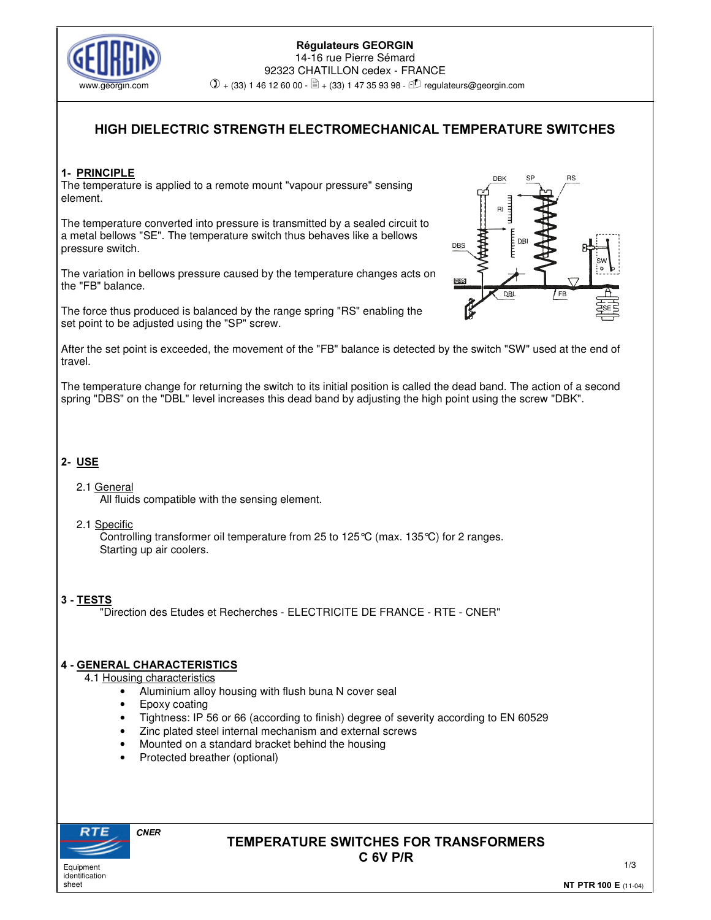Régulateurs GEORGIN
14-16 rue Pierre Sémard
92323 CHATILLON cedex - FRANCE
+ (33) 1 46 12 60 00 - + (33) 1 47 35 93 98 - regulateurs@georgin.com

www.georgin.com

# HIGH DIELECTRIC STRENGTH ELECTROMECHANICAL TEMPERATURE SWITCHES

## 1- PRINCIPLE

The temperature is applied to a remote mount "vapour pressure" sensing element.

The temperature converted into pressure is transmitted by a sealed circuit to a metal bellows "SE". The temperature switch thus behaves like a bellows pressure switch.

The variation in bellows pressure caused by the temperature changes acts on the "FB" balance.

The force thus produced is balanced by the range spring "RS" enabling the set point to be adjusted using the "SP" screw.

After the set point is exceeded, the movement of the "FB" balance is detected by the switch "SW" used at the end of travel.

The temperature change for returning the switch to its initial position is called the dead band. The action of a second spring "DBS" on the "DBL" level increases this dead band by adjusting the high point using the screw "DBK".

## 2- USE

2.1 General

All fluids compatible with the sensing element.

2.1 Specific

Controlling transformer oil temperature from 25 to 125°C (max. 135°C) for 2 ranges.
Starting up air coolers.

## 3 - TESTS

"Direction des Etudes et Recherches - ELECTRICITE DE FRANCE - RTE - CNER"

## 4 - GENERAL CHARACTERISTICS

4.1 Housing characteristics

- Aluminium alloy housing with flush buna N cover seal
- Epoxy coating
- Tightness: IP 56 or 66 (according to finish) degree of severity according to EN 60529
- Zinc plated steel internal mechanism and external screws
- Mounted on a standard bracket behind the housing
- Protected breather (optional)

RTE CNER

Equipment identification sheet

**TEMPERATURE SWITCHES FOR TRANSFORMERS**
**C 6V P/R**

**NT PTR 100 E** (11-04)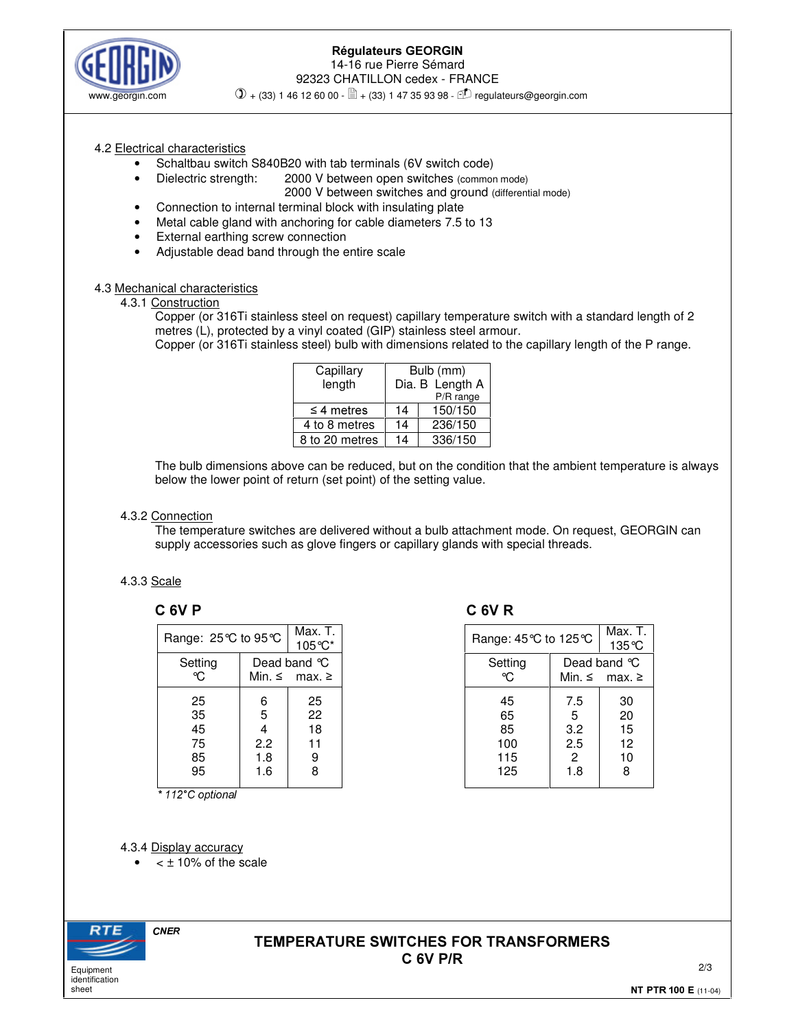4.2 Electrical characteristics

- Schaltbau switch S840B20 with tab terminals (6V switch code)
- Dielectric strength: 2000 V between open switches (common mode)
  2000 V between switches and ground (differential mode)
- Connection to internal terminal block with insulating plate
- Metal cable gland with anchoring for cable diameters 7.5 to 13
- External earthing screw connection
- Adjustable dead band through the entire scale

4.3 Mechanical characteristics

4.3.1 Construction

Copper (or 316Ti stainless steel on request) capillary temperature switch with a standard length of 2 metres (L), protected by a vinyl coated (GIP) stainless steel armour.
Copper (or 316Ti stainless steel) bulb with dimensions related to the capillary length of the P range.

| Capillary length | Bulb (mm) Dia. B | Length A P/R range |
|---|---|---|
| ≤ 4 metres | 14 | 150/150 |
| 4 to 8 metres | 14 | 236/150 |
| 8 to 20 metres | 14 | 336/150 |

The bulb dimensions above can be reduced, but on the condition that the ambient temperature is always below the lower point of return (set point) of the setting value.

4.3.2 Connection

The temperature switches are delivered without a bulb attachment mode. On request, GEORGIN can supply accessories such as glove fingers or capillary glands with special threads.

4.3.3 Scale

**C 6V P**

| Range: 25°C to 95°C | | Max. T. 105°C* |
|---|---|---|
| Setting °C | Dead band °C Min. ≤ | max. ≥ |
| 25 | 6 | 25 |
| 35 | 5 | 22 |
| 45 | 4 | 18 |
| 75 | 2.2 | 11 |
| 85 | 1.8 | 9 |
| 95 | 1.6 | 8 |

*\* 112°C optional*

**C 6V R**

| Range: 45°C to 125°C | | Max. T. 135°C |
|---|---|---|
| Setting °C | Dead band °C Min. ≤ | max. ≥ |
| 45 | 7.5 | 30 |
| 65 | 5 | 20 |
| 85 | 3.2 | 15 |
| 100 | 2.5 | 12 |
| 115 | 2 | 10 |
| 125 | 1.8 | 8 |

4.3.4 Display accuracy

- < ± 10% of the scale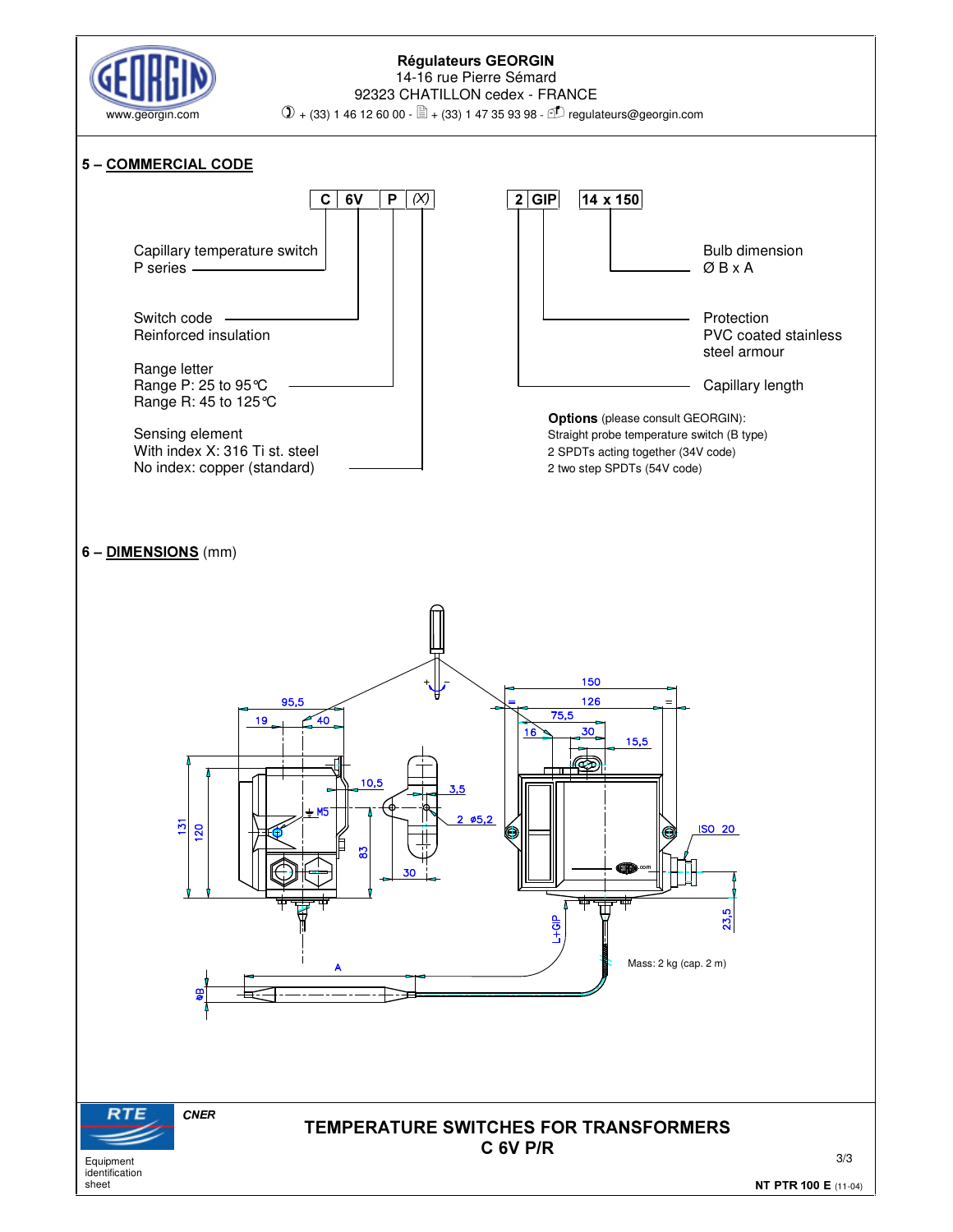**Régulateurs GEORGIN**
14-16 rue Pierre Sémard
92323 CHATILLON cedex - FRANCE
+ (33) 1 46 12 60 00 - + (33) 1 47 35 93 98 - regulateurs@georgin.com

www.georgin.com

## 5 – COMMERCIAL CODE

C | 6V | P | (X) 2 | GIP 14 x 150

Capillary temperature switch
P series

Switch code
Reinforced insulation

Range letter
Range P: 25 to 95°C
Range R: 45 to 125°C

Sensing element
With index X: 316 Ti st. steel
No index: copper (standard)

Bulb dimension
Ø B x A

Protection
PVC coated stainless steel armour

Capillary length

**Options** (please consult GEORGIN):
Straight probe temperature switch (B type)
2 SPDTs acting together (34V code)
2 two step SPDTs (54V code)

## 6 – DIMENSIONS (mm)

95,5
19
40
131
120
10,5
M5
83
3,5
2 ø5,2
30
150
126
75,5
16
30
15,5
ISO 20
23,5
L+GIP
A
ØB
Mass: 2 kg (cap. 2 m)

RTE
CNER
Equipment identification sheet

**TEMPERATURE SWITCHES FOR TRANSFORMERS**
**C 6V P/R**

**NT PTR 100 E** (11-04)